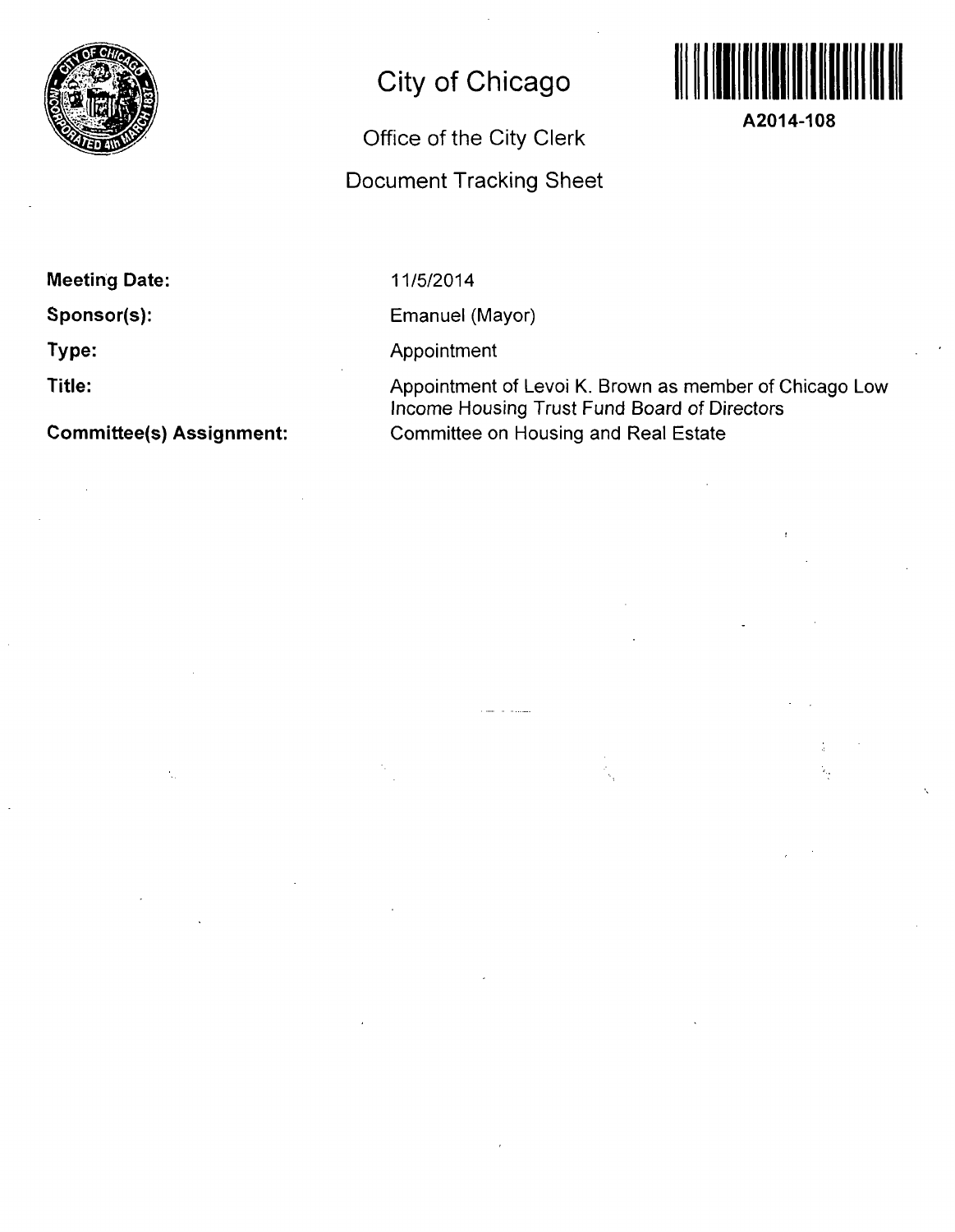# City of Chicago

## Office of the City Clerk

## Document Tracking Sheet

**A2014-108**

**Meeting Date:** 11/5/2014

**Sponsor(s):** Emanuel (Mayor)

**Type:** Appointment

**Title:** Appointment of Levoi K. Brown as member of Chicago Low Income Housing Trust Fund Board of Directors

**Committee(s) Assignment:** Committee on Housing and Real Estate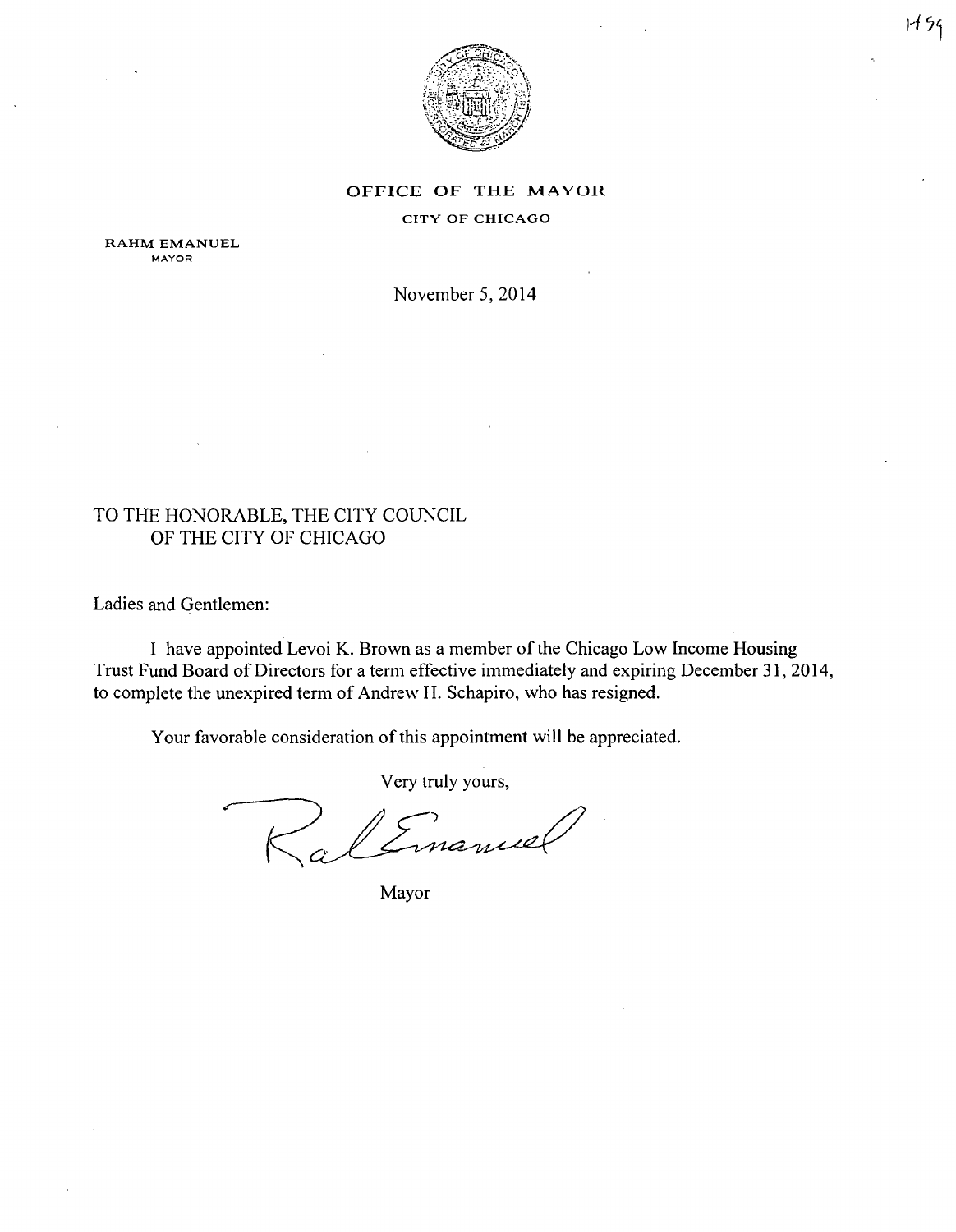# OFFICE OF THE MAYOR

CITY OF CHICAGO

RAHM EMANUEL
MAYOR

November 5, 2014

TO THE HONORABLE, THE CITY COUNCIL
OF THE CITY OF CHICAGO

Ladies and Gentlemen:

I have appointed Levoi K. Brown as a member of the Chicago Low Income Housing Trust Fund Board of Directors for a term effective immediately and expiring December 31, 2014, to complete the unexpired term of Andrew H. Schapiro, who has resigned.

Your favorable consideration of this appointment will be appreciated.

Very truly yours,

Rahm Emanuel

Mayor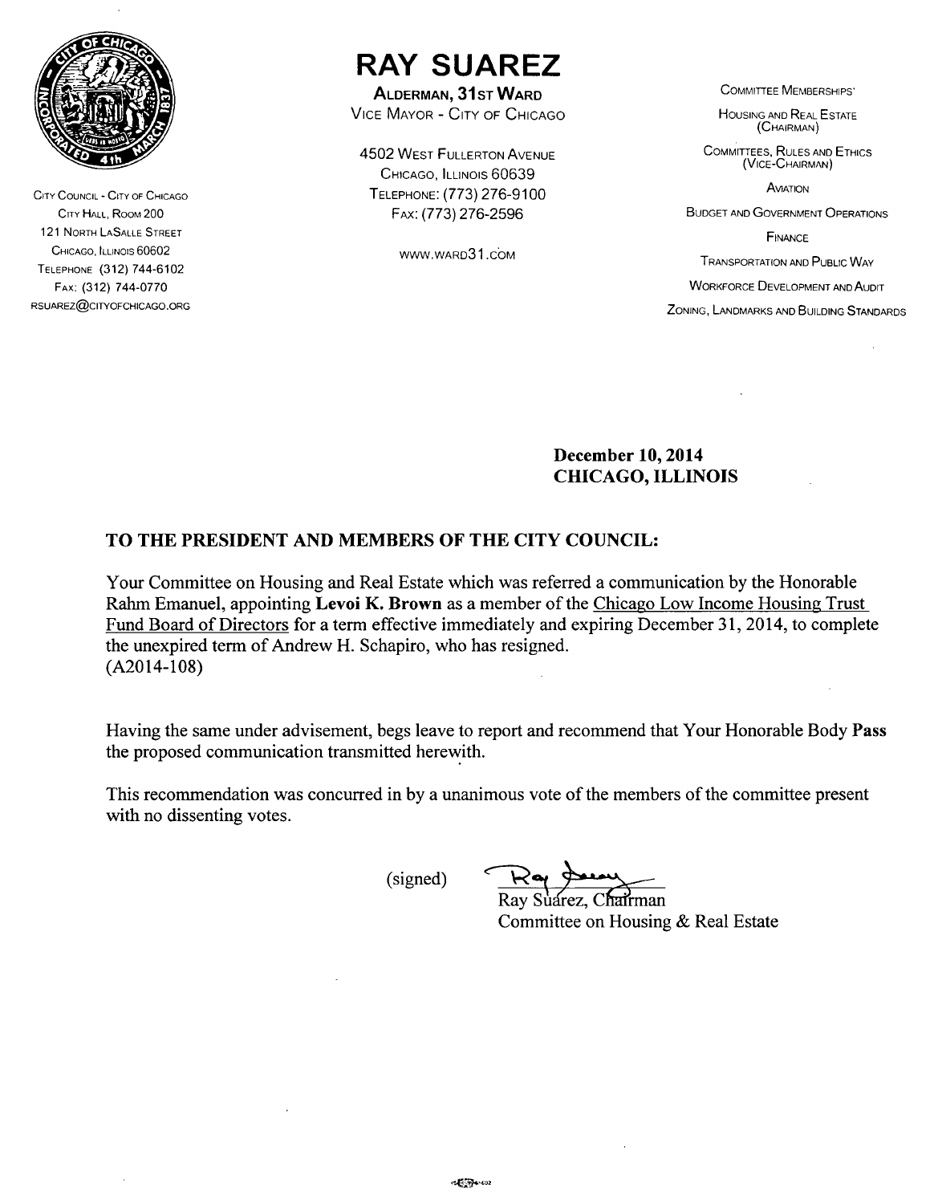CITY COUNCIL - CITY OF CHICAGO
CITY HALL, ROOM 200
121 NORTH LASALLE STREET
CHICAGO, ILLINOIS 60602
TELEPHONE (312) 744-6102
FAX: (312) 744-0770
RSUAREZ@CITYOFCHICAGO.ORG

# RAY SUAREZ

ALDERMAN, 31ST WARD
VICE MAYOR - CITY OF CHICAGO

4502 WEST FULLERTON AVENUE
CHICAGO, ILLINOIS 60639
TELEPHONE: (773) 276-9100
FAX: (773) 276-2596

WWW.WARD31.COM

COMMITTEE MEMBERSHIPS:

HOUSING AND REAL ESTATE
(CHAIRMAN)

COMMITTEES, RULES AND ETHICS
(VICE-CHAIRMAN)

AVIATION

BUDGET AND GOVERNMENT OPERATIONS

FINANCE

TRANSPORTATION AND PUBLIC WAY

WORKFORCE DEVELOPMENT AND AUDIT

ZONING, LANDMARKS AND BUILDING STANDARDS

**December 10, 2014**
**CHICAGO, ILLINOIS**

**TO THE PRESIDENT AND MEMBERS OF THE CITY COUNCIL:**

Your Committee on Housing and Real Estate which was referred a communication by the Honorable Rahm Emanuel, appointing **Levoi K. Brown** as a member of the Chicago Low Income Housing Trust Fund Board of Directors for a term effective immediately and expiring December 31, 2014, to complete the unexpired term of Andrew H. Schapiro, who has resigned.
(A2014-108)

Having the same under advisement, begs leave to report and recommend that Your Honorable Body **Pass** the proposed communication transmitted herewith.

This recommendation was concurred in by a unanimous vote of the members of the committee present with no dissenting votes.

(signed)

Ray Suárez, Chairman
Committee on Housing & Real Estate